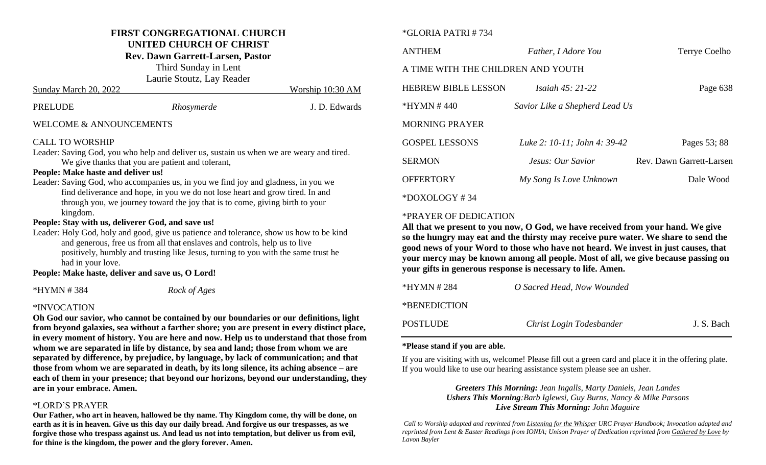# FIRST CONGREGATIONAL CHURCH
## UNITED CHURCH OF CHRIST
**Rev. Dawn Garrett-Larsen, Pastor**

Third Sunday in Lent

Laurie Stoutz, Lay Reader

Sunday March 20, 2022 — Worship 10:30 AM

PRELUDE — *Rhosymerde* — J. D. Edwards

WELCOME & ANNOUNCEMENTS

CALL TO WORSHIP

Leader: Saving God, you who help and deliver us, sustain us when we are weary and tired. We give thanks that you are patient and tolerant,

**People: Make haste and deliver us!**

Leader: Saving God, who accompanies us, in you we find joy and gladness, in you we find deliverance and hope, in you we do not lose heart and grow tired. In and through you, we journey toward the joy that is to come, giving birth to your kingdom.

**People: Stay with us, deliverer God, and save us!**

Leader: Holy God, holy and good, give us patience and tolerance, show us how to be kind and generous, free us from all that enslaves and controls, help us to live positively, humbly and trusting like Jesus, turning to you with the same trust he had in your love.

**People: Make haste, deliver and save us, O Lord!**

*HYMN # 384 — *Rock of Ages*

*INVOCATION

**Oh God our savior, who cannot be contained by our boundaries or our definitions, light from beyond galaxies, sea without a farther shore; you are present in every distinct place, in every moment of history. You are here and now. Help us to understand that those from whom we are separated in life by distance, by sea and land; those from whom we are separated by difference, by prejudice, by language, by lack of communication; and that those from whom we are separated in death, by its long silence, its aching absence – are each of them in your presence; that beyond our horizons, beyond our understanding, they are in your embrace. Amen.**

*LORD'S PRAYER

**Our Father, who art in heaven, hallowed be thy name. Thy Kingdom come, thy will be done, on earth as it is in heaven. Give us this day our daily bread. And forgive us our trespasses, as we forgive those who trespass against us. And lead us not into temptation, but deliver us from evil, for thine is the kingdom, the power and the glory forever. Amen.**

*GLORIA PATRI # 734

ANTHEM — *Father, I Adore You* — Terrye Coelho

A TIME WITH THE CHILDREN AND YOUTH

HEBREW BIBLE LESSON — *Isaiah 45: 21-22* — Page 638

*HYMN # 440 — *Savior Like a Shepherd Lead Us*

MORNING PRAYER

GOSPEL LESSONS — *Luke 2: 10-11; John 4: 39-42* — Pages 53; 88

SERMON — *Jesus: Our Savior* — Rev. Dawn Garrett-Larsen

OFFERTORY — *My Song Is Love Unknown* — Dale Wood

*DOXOLOGY # 34

*PRAYER OF DEDICATION

**All that we present to you now, O God, we have received from your hand. We give so the hungry may eat and the thirsty may receive pure water. We share to send the good news of your Word to those who have not heard. We invest in just causes, that your mercy may be known among all people. Most of all, we give because passing on your gifts in generous response is necessary to life. Amen.**

*HYMN # 284 — *O Sacred Head, Now Wounded*

*BENEDICTION

POSTLUDE — *Christ Login Todesbander* — J. S. Bach

**\*Please stand if you are able.**

If you are visiting with us, welcome! Please fill out a green card and place it in the offering plate. If you would like to use our hearing assistance system please see an usher.

***Greeters This Morning:*** *Jean Ingalls, Marty Daniels, Jean Landes*

***Ushers This Morning****:Barb Iglewsi, Guy Burns, Nancy & Mike Parsons*

***Live Stream This Morning:*** *John Maguire*

*Call to Worship adapted and reprinted from Listening for the Whisper URC Prayer Handbook; Invocation adapted and reprinted from Lent & Easter Readings from IONIA; Unison Prayer of Dedication reprinted from Gathered by Love by Lavon Bayler*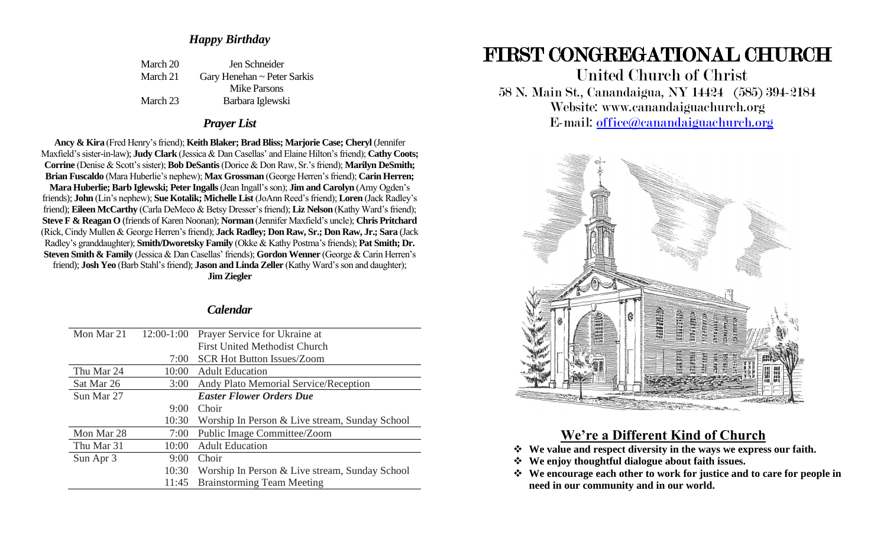## *Happy Birthday*

| | |
|---|---|
| March 20 | Jen Schneider |
| March 21 | Gary Henehan ~ Peter Sarkis |
| | Mike Parsons |
| March 23 | Barbara Iglewski |

## *Prayer List*

**Ancy & Kira** (Fred Henry's friend); **Keith Blaker; Brad Bliss; Marjorie Case; Cheryl** (Jennifer Maxfield's sister-in-law); **Judy Clark** (Jessica & Dan Casellas' and Elaine Hilton's friend); **Cathy Coots; Corrine** (Denise & Scott's sister); **Bob DeSantis** (Dorice & Don Raw, Sr.'s friend); **Marilyn DeSmith; Brian Fuscaldo** (Mara Huberlie's nephew); **Max Grossman** (George Herren's friend); **Carin Herren; Mara Huberlie; Barb Iglewski; Peter Ingalls** (Jean Ingall's son); **Jim and Carolyn** (Amy Ogden's friends); **John** (Lin's nephew); **Sue Kotalik; Michelle List** (JoAnn Reed's friend); **Loren** (Jack Radley's friend); **Eileen McCarthy** (Carla DeMeco & Betsy Dresser's friend); **Liz Nelson** (Kathy Ward's friend); **Steve F & Reagan O** (friends of Karen Noonan); **Norman** (Jennifer Maxfield's uncle); **Chris Pritchard** (Rick, Cindy Mullen & George Herren's friend); **Jack Radley; Don Raw, Sr.; Don Raw, Jr.; Sara** (Jack Radley's granddaughter); **Smith/Dworetsky Family** (Okke & Kathy Postma's friends); **Pat Smith; Dr. Steven Smith & Family** (Jessica & Dan Casellas' friends); **Gordon Wenner** (George & Carin Herren's friend); **Josh Yeo** (Barb Stahl's friend); **Jason and Linda Zeller** (Kathy Ward's son and daughter); **Jim Ziegler**

## *Calendar*

| | | |
|---|---|---|
| Mon Mar 21 | 12:00-1:00 | Prayer Service for Ukraine at First United Methodist Church |
| | 7:00 | SCR Hot Button Issues/Zoom |
| Thu Mar 24 | 10:00 | Adult Education |
| Sat Mar 26 | 3:00 | Andy Plato Memorial Service/Reception |
| Sun Mar 27 | | ***Easter Flower Orders Due*** |
| | 9:00 | Choir |
| | 10:30 | Worship In Person & Live stream, Sunday School |
| Mon Mar 28 | 7:00 | Public Image Committee/Zoom |
| Thu Mar 31 | 10:00 | Adult Education |
| Sun Apr 3 | 9:00 | Choir |
| | 10:30 | Worship In Person & Live stream, Sunday School |
| | 11:45 | Brainstorming Team Meeting |

# FIRST CONGREGATIONAL CHURCH

United Church of Christ

58 N. Main St., Canandaigua, NY 14424 (585) 394-2184

Website: www.canandaiguachurch.org

E-mail: office@canandaiguachurch.org

## We're a Different Kind of Church

- **We value and respect diversity in the ways we express our faith.**
- **We enjoy thoughtful dialogue about faith issues.**
- **We encourage each other to work for justice and to care for people in need in our community and in our world.**